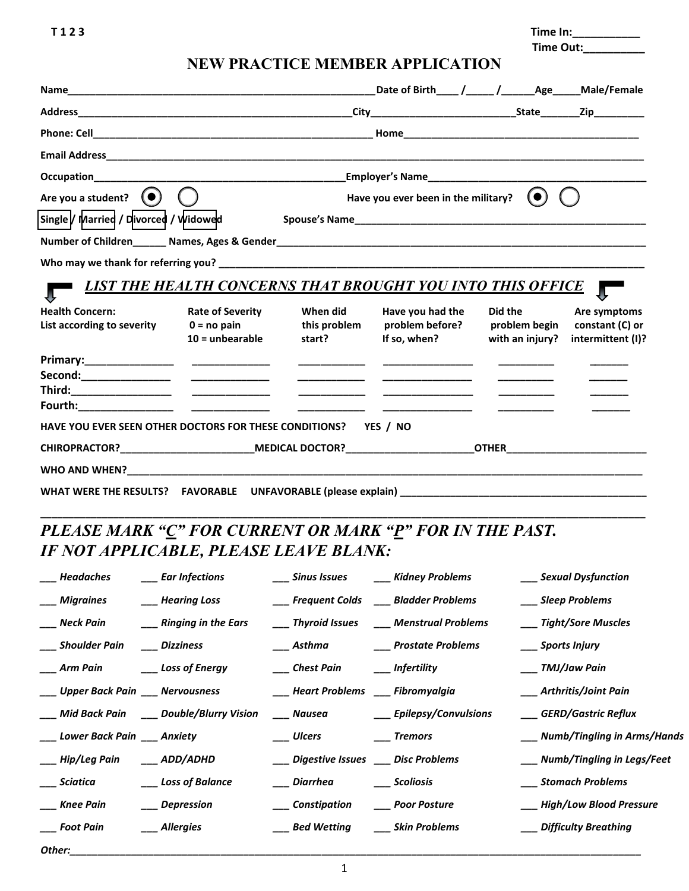T 1 2 3

Time In:___________
Time Out:__________

# NEW PRACTICE MEMBER APPLICATION

Name_______________________________________________________Date of Birth____ /_____ /______Age_____Male/Female

Address_________________________________________________City_________________________State_______Zip_________

Phone: Cell_________________________________________________ Home_________________________________________

Email Address_____________________________________________________________________________________________

Occupation_____________________________________________Employer's Name______________________________________

Are you a student? ◉ ◯ Have you ever been in the military? ◉ ◯

Single / Married / Divorced / Widowed Spouse's Name_____________________________________________________

Number of Children______ Names, Ages & Gender______________________________________________________________

Who may we thank for referring you? _____________________________________________________________________

## *LIST THE HEALTH CONCERNS THAT BROUGHT YOU INTO THIS OFFICE*

| Health Concern: List according to severity | Rate of Severity 0 = no pain 10 = unbearable | When did this problem start? | Have you had the problem before? If so, when? | Did the problem begin with an injury? | Are symptoms constant (C) or intermittent (I)? |
|---|---|---|---|---|---|
| Primary:_______________ | ______________ | ____________ | ________________ | __________ | _______ |
| Second:_______________ | ______________ | ____________ | ________________ | __________ | _______ |
| Third:_________________ | ______________ | ____________ | ________________ | __________ | _______ |
| Fourth:________________ | ______________ | ____________ | ________________ | __________ | _______ |

HAVE YOU EVER SEEN OTHER DOCTORS FOR THESE CONDITIONS? YES / NO

CHIROPRACTOR?________________________MEDICAL DOCTOR?_______________________OTHER_________________________

WHO AND WHEN?_____________________________________________________________________________________________

WHAT WERE THE RESULTS? FAVORABLE UNFAVORABLE (please explain) ___________________________________________

__________________________________________________________________________________________________________

## *PLEASE MARK "C" FOR CURRENT OR MARK "P" FOR IN THE PAST. IF NOT APPLICABLE, PLEASE LEAVE BLANK:*

| | | | | |
|---|---|---|---|---|
| ___ *Headaches* | ___ *Ear Infections* | ___ *Sinus Issues* | ___ *Kidney Problems* | ___ *Sexual Dysfunction* |
| ___ *Migraines* | ___ *Hearing Loss* | ___ *Frequent Colds* | ___ *Bladder Problems* | ___ *Sleep Problems* |
| ___ *Neck Pain* | ___ *Ringing in the Ears* | ___ *Thyroid Issues* | ___ *Menstrual Problems* | ___ *Tight/Sore Muscles* |
| ___ *Shoulder Pain* | ___ *Dizziness* | ___ *Asthma* | ___ *Prostate Problems* | ___ *Sports Injury* |
| ___ *Arm Pain* | ___ *Loss of Energy* | ___ *Chest Pain* | ___ *Infertility* | ___ *TMJ/Jaw Pain* |
| ___ *Upper Back Pain* | ___ *Nervousness* | ___ *Heart Problems* | ___ *Fibromyalgia* | ___ *Arthritis/Joint Pain* |
| ___ *Mid Back Pain* | ___ *Double/Blurry Vision* | ___ *Nausea* | ___ *Epilepsy/Convulsions* | ___ *GERD/Gastric Reflux* |
| ___ *Lower Back Pain* | ___ *Anxiety* | ___ *Ulcers* | ___ *Tremors* | ___ *Numb/Tingling in Arms/Hands* |
| ___ *Hip/Leg Pain* | ___ *ADD/ADHD* | ___ *Digestive Issues* | ___ *Disc Problems* | ___ *Numb/Tingling in Legs/Feet* |
| ___ *Sciatica* | ___ *Loss of Balance* | ___ *Diarrhea* | ___ *Scoliosis* | ___ *Stomach Problems* |
| ___ *Knee Pain* | ___ *Depression* | ___ *Constipation* | ___ *Poor Posture* | ___ *High/Low Blood Pressure* |
| ___ *Foot Pain* | ___ *Allergies* | ___ *Bed Wetting* | ___ *Skin Problems* | ___ *Difficulty Breathing* |

*Other:*__________________________________________________________________________________________________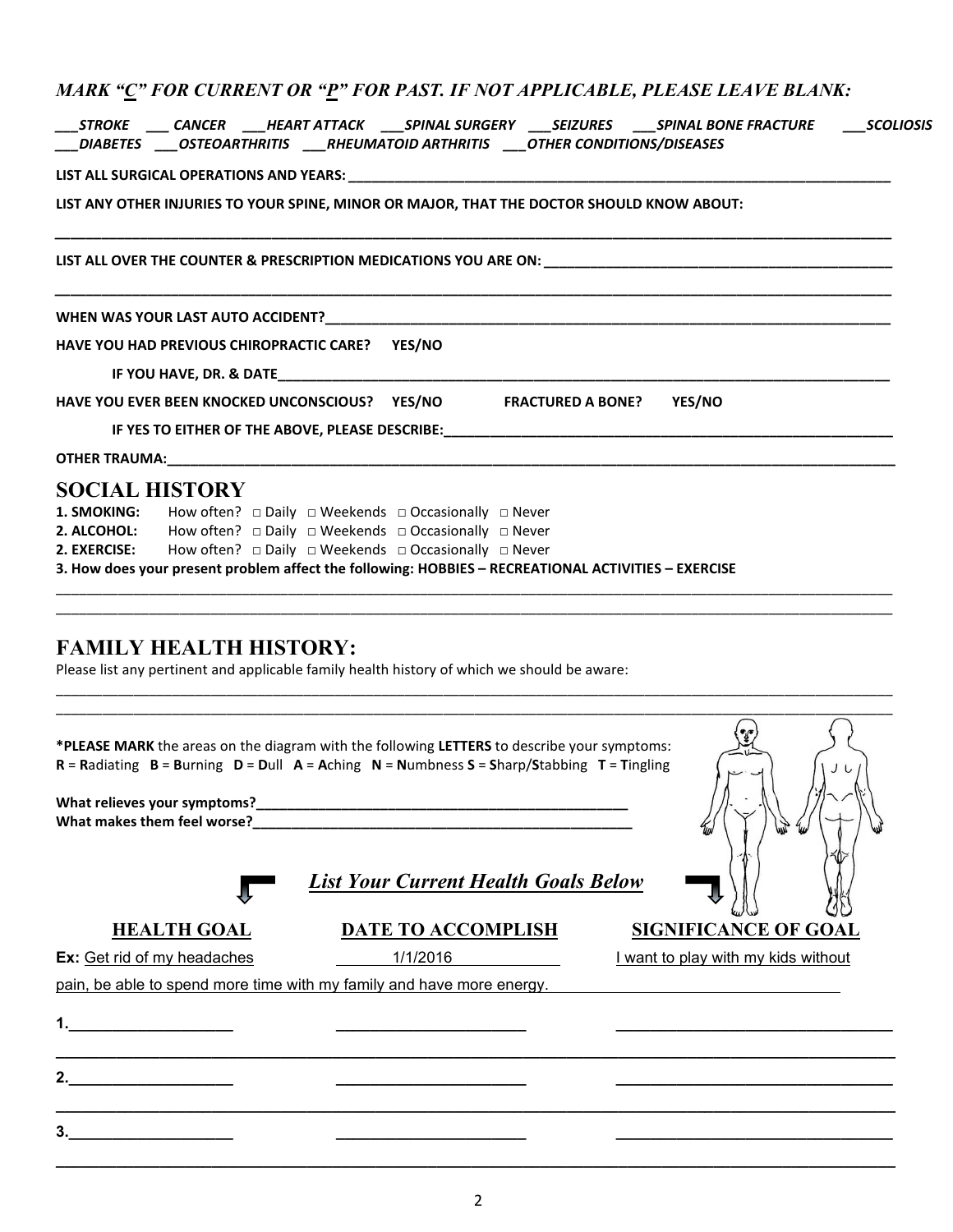***MARK "C" FOR CURRENT OR "P" FOR PAST. IF NOT APPLICABLE, PLEASE LEAVE BLANK:***

***___STROKE ___ CANCER ___HEART ATTACK ___SPINAL SURGERY ___SEIZURES ___SPINAL BONE FRACTURE ___SCOLIOSIS ___DIABETES ___OSTEOARTHRITIS ___RHEUMATOID ARTHRITIS ___OTHER CONDITIONS/DISEASES***

**LIST ALL SURGICAL OPERATIONS AND YEARS:** ____________________

**LIST ANY OTHER INJURIES TO YOUR SPINE, MINOR OR MAJOR, THAT THE DOCTOR SHOULD KNOW ABOUT:**

____________________

**LIST ALL OVER THE COUNTER & PRESCRIPTION MEDICATIONS YOU ARE ON:** ____________________

____________________

**WHEN WAS YOUR LAST AUTO ACCIDENT?** ____________________

**HAVE YOU HAD PREVIOUS CHIROPRACTIC CARE? YES/NO**

**IF YOU HAVE, DR. & DATE** ____________________

**HAVE YOU EVER BEEN KNOCKED UNCONSCIOUS? YES/NO FRACTURED A BONE? YES/NO**

**IF YES TO EITHER OF THE ABOVE, PLEASE DESCRIBE:** ____________________

**OTHER TRAUMA:** ____________________

## SOCIAL HISTORY

**1. SMOKING:** How often? □ Daily □ Weekends □ Occasionally □ Never
**2. ALCOHOL:** How often? □ Daily □ Weekends □ Occasionally □ Never
**2. EXERCISE:** How often? □ Daily □ Weekends □ Occasionally □ Never
**3. How does your present problem affect the following: HOBBIES – RECREATIONAL ACTIVITIES – EXERCISE**

____________________

____________________

## FAMILY HEALTH HISTORY:

Please list any pertinent and applicable family health history of which we should be aware:

____________________

____________________

***PLEASE MARK** the areas on the diagram with the following **LETTERS** to describe your symptoms:
**R** = **R**adiating **B** = **B**urning **D** = **D**ull **A** = **A**ching **N** = **N**umbness **S** = **S**harp/**S**tabbing **T** = **T**ingling

**What relieves your symptoms?** ____________________
**What makes them feel worse?** ____________________

### *List Your Current Health Goals Below*

| HEALTH GOAL | DATE TO ACCOMPLISH | SIGNIFICANCE OF GOAL |
|---|---|---|
| **Ex:** Get rid of my headaches | 1/1/2016 | I want to play with my kids without pain, be able to spend more time with my family and have more energy. |
| 1. | | |
| 2. | | |
| 3. | | |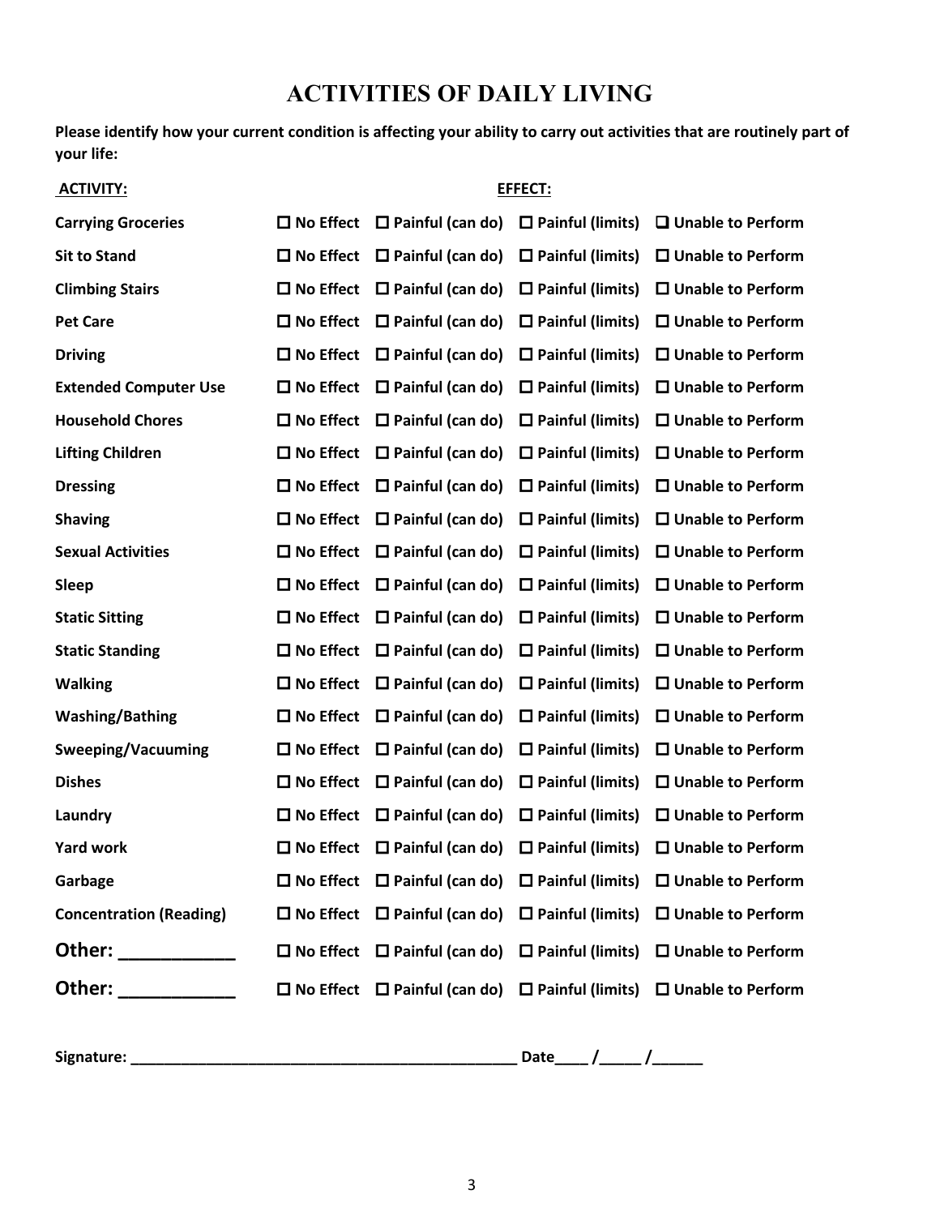# ACTIVITIES OF DAILY LIVING

**Please identify how your current condition is affecting your ability to carry out activities that are routinely part of your life:**

| **ACTIVITY:** | **EFFECT:** | | | |
|---|---|---|---|---|
| **Carrying Groceries** | ☐ **No Effect** | ☐ **Painful (can do)** | ☐ **Painful (limits)** | ☐ **Unable to Perform** |
| **Sit to Stand** | ☐ **No Effect** | ☐ **Painful (can do)** | ☐ **Painful (limits)** | ☐ **Unable to Perform** |
| **Climbing Stairs** | ☐ **No Effect** | ☐ **Painful (can do)** | ☐ **Painful (limits)** | ☐ **Unable to Perform** |
| **Pet Care** | ☐ **No Effect** | ☐ **Painful (can do)** | ☐ **Painful (limits)** | ☐ **Unable to Perform** |
| **Driving** | ☐ **No Effect** | ☐ **Painful (can do)** | ☐ **Painful (limits)** | ☐ **Unable to Perform** |
| **Extended Computer Use** | ☐ **No Effect** | ☐ **Painful (can do)** | ☐ **Painful (limits)** | ☐ **Unable to Perform** |
| **Household Chores** | ☐ **No Effect** | ☐ **Painful (can do)** | ☐ **Painful (limits)** | ☐ **Unable to Perform** |
| **Lifting Children** | ☐ **No Effect** | ☐ **Painful (can do)** | ☐ **Painful (limits)** | ☐ **Unable to Perform** |
| **Dressing** | ☐ **No Effect** | ☐ **Painful (can do)** | ☐ **Painful (limits)** | ☐ **Unable to Perform** |
| **Shaving** | ☐ **No Effect** | ☐ **Painful (can do)** | ☐ **Painful (limits)** | ☐ **Unable to Perform** |
| **Sexual Activities** | ☐ **No Effect** | ☐ **Painful (can do)** | ☐ **Painful (limits)** | ☐ **Unable to Perform** |
| **Sleep** | ☐ **No Effect** | ☐ **Painful (can do)** | ☐ **Painful (limits)** | ☐ **Unable to Perform** |
| **Static Sitting** | ☐ **No Effect** | ☐ **Painful (can do)** | ☐ **Painful (limits)** | ☐ **Unable to Perform** |
| **Static Standing** | ☐ **No Effect** | ☐ **Painful (can do)** | ☐ **Painful (limits)** | ☐ **Unable to Perform** |
| **Walking** | ☐ **No Effect** | ☐ **Painful (can do)** | ☐ **Painful (limits)** | ☐ **Unable to Perform** |
| **Washing/Bathing** | ☐ **No Effect** | ☐ **Painful (can do)** | ☐ **Painful (limits)** | ☐ **Unable to Perform** |
| **Sweeping/Vacuuming** | ☐ **No Effect** | ☐ **Painful (can do)** | ☐ **Painful (limits)** | ☐ **Unable to Perform** |
| **Dishes** | ☐ **No Effect** | ☐ **Painful (can do)** | ☐ **Painful (limits)** | ☐ **Unable to Perform** |
| **Laundry** | ☐ **No Effect** | ☐ **Painful (can do)** | ☐ **Painful (limits)** | ☐ **Unable to Perform** |
| **Yard work** | ☐ **No Effect** | ☐ **Painful (can do)** | ☐ **Painful (limits)** | ☐ **Unable to Perform** |
| **Garbage** | ☐ **No Effect** | ☐ **Painful (can do)** | ☐ **Painful (limits)** | ☐ **Unable to Perform** |
| **Concentration (Reading)** | ☐ **No Effect** | ☐ **Painful (can do)** | ☐ **Painful (limits)** | ☐ **Unable to Perform** |
| **Other: ____________** | ☐ **No Effect** | ☐ **Painful (can do)** | ☐ **Painful (limits)** | ☐ **Unable to Perform** |
| **Other: ____________** | ☐ **No Effect** | ☐ **Painful (can do)** | ☐ **Painful (limits)** | ☐ **Unable to Perform** |

**Signature: ______________________________________________ Date____ /_____ /______**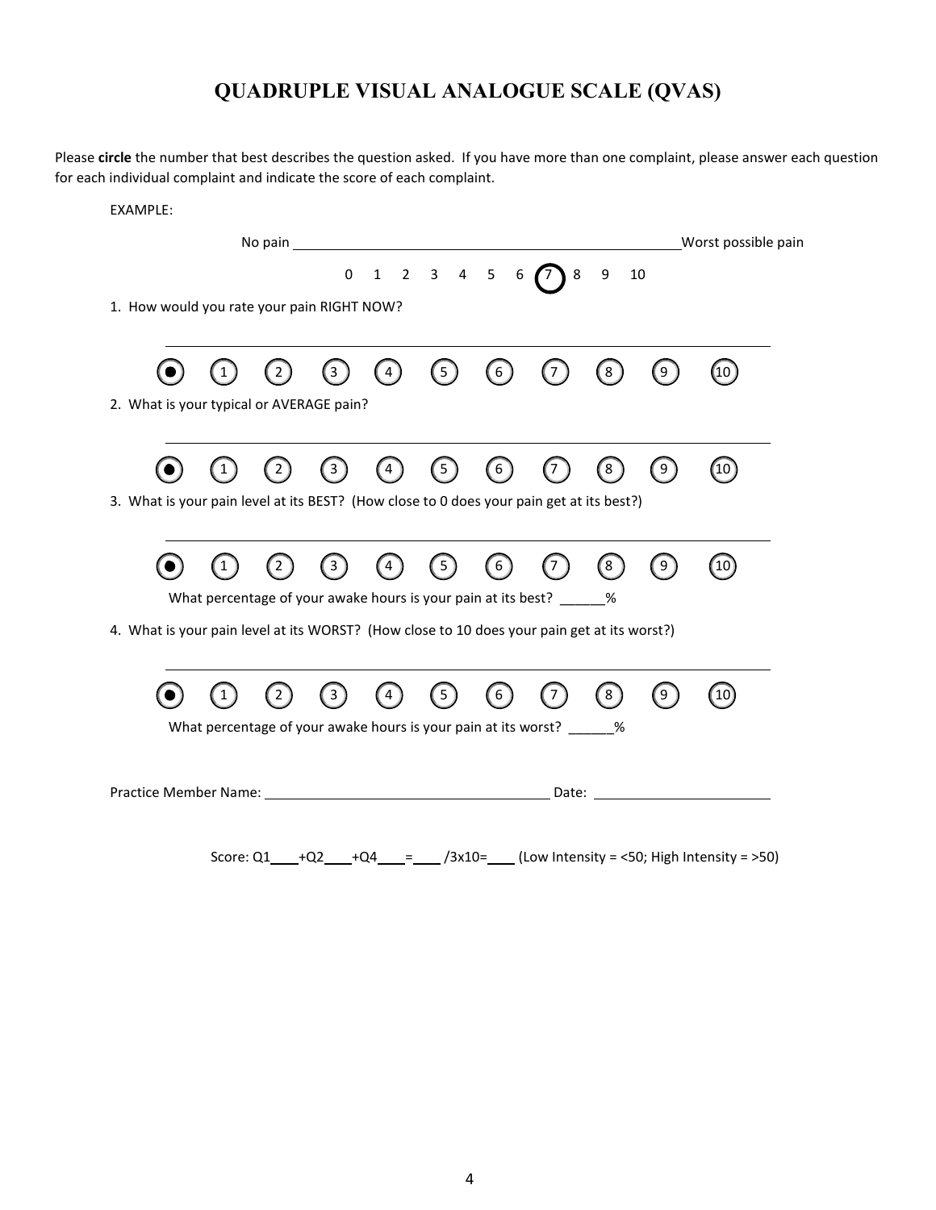# QUADRUPLE VISUAL ANALOGUE SCALE (QVAS)

Please **circle** the number that best describes the question asked. If you have more than one complaint, please answer each question for each individual complaint and indicate the score of each complaint.

EXAMPLE:

No pain \_\_\_\_\_\_\_\_\_\_\_\_\_\_\_\_\_\_\_\_\_\_\_\_\_\_\_\_\_\_\_\_\_\_\_\_\_\_\_\_\_\_\_\_ Worst possible pain

0 1 2 3 4 5 6 (7) 8 9 10

1. How would you rate your pain RIGHT NOW?

   ● 1 2 3 4 5 6 7 8 9 10

2. What is your typical or AVERAGE pain?

   ● 1 2 3 4 5 6 7 8 9 10

3. What is your pain level at its BEST? (How close to 0 does your pain get at its best?)

   ● 1 2 3 4 5 6 7 8 9 10

   What percentage of your awake hours is your pain at its best? \_\_\_\_\_\_%

4. What is your pain level at its WORST? (How close to 10 does your pain get at its worst?)

   ● 1 2 3 4 5 6 7 8 9 10

   What percentage of your awake hours is your pain at its worst? \_\_\_\_\_\_%

Practice Member Name: \_\_\_\_\_\_\_\_\_\_\_\_\_\_\_\_\_\_\_\_\_\_\_\_\_\_\_\_\_\_\_\_ Date: \_\_\_\_\_\_\_\_\_\_\_\_\_\_\_\_\_\_\_\_

Score: Q1\_\_\_\_+Q2\_\_\_\_+Q4\_\_\_\_=\_\_\_\_ /3x10=\_\_\_\_ (Low Intensity = <50; High Intensity = >50)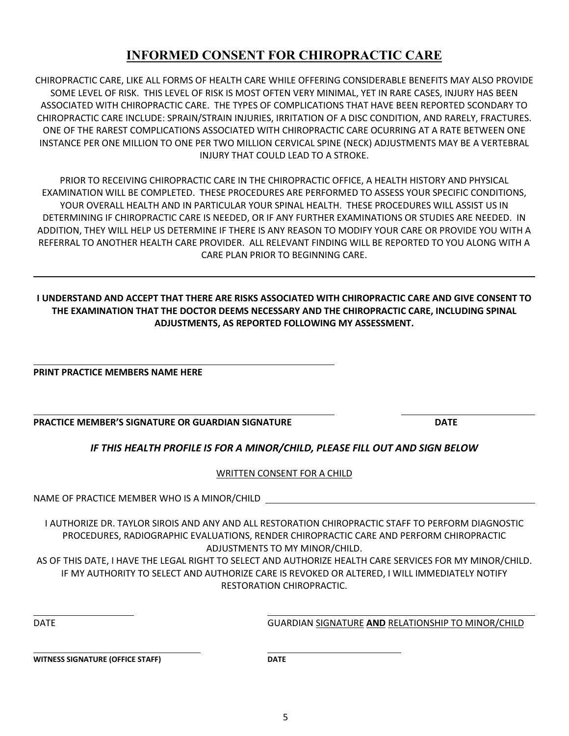# INFORMED CONSENT FOR CHIROPRACTIC CARE

CHIROPRACTIC CARE, LIKE ALL FORMS OF HEALTH CARE WHILE OFFERING CONSIDERABLE BENEFITS MAY ALSO PROVIDE SOME LEVEL OF RISK. THIS LEVEL OF RISK IS MOST OFTEN VERY MINIMAL, YET IN RARE CASES, INJURY HAS BEEN ASSOCIATED WITH CHIROPRACTIC CARE. THE TYPES OF COMPLICATIONS THAT HAVE BEEN REPORTED SCONDARY TO CHIROPRACTIC CARE INCLUDE: SPRAIN/STRAIN INJURIES, IRRITATION OF A DISC CONDITION, AND RARELY, FRACTURES. ONE OF THE RAREST COMPLICATIONS ASSOCIATED WITH CHIROPRACTIC CARE OCURRING AT A RATE BETWEEN ONE INSTANCE PER ONE MILLION TO ONE PER TWO MILLION CERVICAL SPINE (NECK) ADJUSTMENTS MAY BE A VERTEBRAL INJURY THAT COULD LEAD TO A STROKE.

PRIOR TO RECEIVING CHIROPRACTIC CARE IN THE CHIROPRACTIC OFFICE, A HEALTH HISTORY AND PHYSICAL EXAMINATION WILL BE COMPLETED. THESE PROCEDURES ARE PERFORMED TO ASSESS YOUR SPECIFIC CONDITIONS, YOUR OVERALL HEALTH AND IN PARTICULAR YOUR SPINAL HEALTH. THESE PROCEDURES WILL ASSIST US IN DETERMINING IF CHIROPRACTIC CARE IS NEEDED, OR IF ANY FURTHER EXAMINATIONS OR STUDIES ARE NEEDED. IN ADDITION, THEY WILL HELP US DETERMINE IF THERE IS ANY REASON TO MODIFY YOUR CARE OR PROVIDE YOU WITH A REFERRAL TO ANOTHER HEALTH CARE PROVIDER. ALL RELEVANT FINDING WILL BE REPORTED TO YOU ALONG WITH A CARE PLAN PRIOR TO BEGINNING CARE.

---

**I UNDERSTAND AND ACCEPT THAT THERE ARE RISKS ASSOCIATED WITH CHIROPRACTIC CARE AND GIVE CONSENT TO THE EXAMINATION THAT THE DOCTOR DEEMS NECESSARY AND THE CHIROPRACTIC CARE, INCLUDING SPINAL ADJUSTMENTS, AS REPORTED FOLLOWING MY ASSESSMENT.**

______________________________________________
**PRINT PRACTICE MEMBERS NAME HERE**

______________________________________________ ____________________
**PRACTICE MEMBER'S SIGNATURE OR GUARDIAN SIGNATURE** **DATE**

***IF THIS HEALTH PROFILE IS FOR A MINOR/CHILD, PLEASE FILL OUT AND SIGN BELOW***

<u>WRITTEN CONSENT FOR A CHILD</u>

NAME OF PRACTICE MEMBER WHO IS A MINOR/CHILD ______________________________________

I AUTHORIZE DR. TAYLOR SIROIS AND ANY AND ALL RESTORATION CHIROPRACTIC STAFF TO PERFORM DIAGNOSTIC PROCEDURES, RADIOGRAPHIC EVALUATIONS, RENDER CHIROPRACTIC CARE AND PERFORM CHIROPRACTIC ADJUSTMENTS TO MY MINOR/CHILD.

AS OF THIS DATE, I HAVE THE LEGAL RIGHT TO SELECT AND AUTHORIZE HEALTH CARE SERVICES FOR MY MINOR/CHILD. IF MY AUTHORITY TO SELECT AND AUTHORIZE CARE IS REVOKED OR ALTERED, I WILL IMMEDIATELY NOTIFY RESTORATION CHIROPRACTIC.

____________________ ______________________________________
DATE GUARDIAN <u>SIGNATURE</u> **<u>AND</u>** <u>RELATIONSHIP TO MINOR/CHILD</u>

______________________________ ____________________
**WITNESS SIGNATURE (OFFICE STAFF)** **DATE**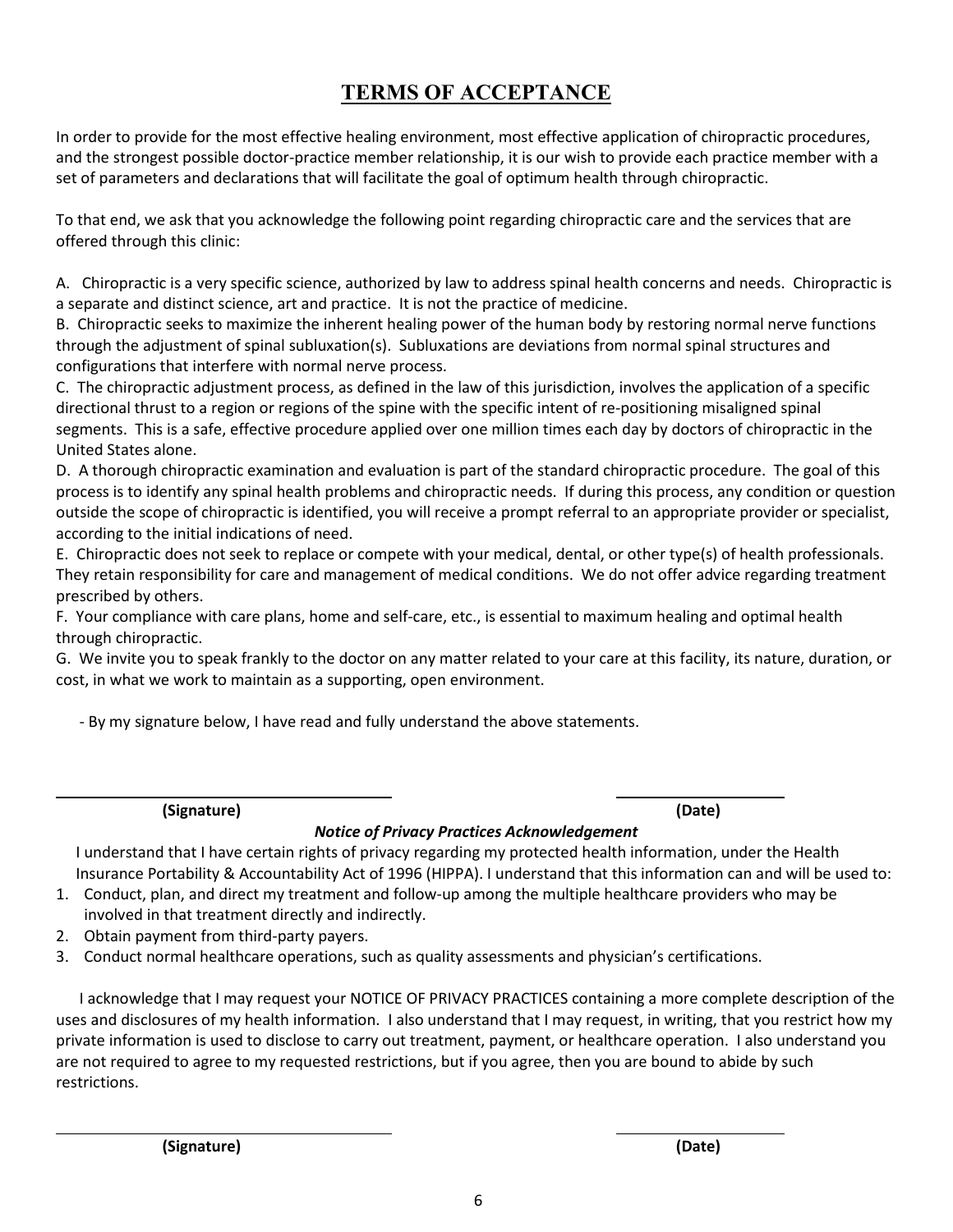# TERMS OF ACCEPTANCE

In order to provide for the most effective healing environment, most effective application of chiropractic procedures, and the strongest possible doctor-practice member relationship, it is our wish to provide each practice member with a set of parameters and declarations that will facilitate the goal of optimum health through chiropractic.

To that end, we ask that you acknowledge the following point regarding chiropractic care and the services that are offered through this clinic:

A. Chiropractic is a very specific science, authorized by law to address spinal health concerns and needs. Chiropractic is a separate and distinct science, art and practice. It is not the practice of medicine.
B. Chiropractic seeks to maximize the inherent healing power of the human body by restoring normal nerve functions through the adjustment of spinal subluxation(s). Subluxations are deviations from normal spinal structures and configurations that interfere with normal nerve process.
C. The chiropractic adjustment process, as defined in the law of this jurisdiction, involves the application of a specific directional thrust to a region or regions of the spine with the specific intent of re-positioning misaligned spinal segments. This is a safe, effective procedure applied over one million times each day by doctors of chiropractic in the United States alone.
D. A thorough chiropractic examination and evaluation is part of the standard chiropractic procedure. The goal of this process is to identify any spinal health problems and chiropractic needs. If during this process, any condition or question outside the scope of chiropractic is identified, you will receive a prompt referral to an appropriate provider or specialist, according to the initial indications of need.
E. Chiropractic does not seek to replace or compete with your medical, dental, or other type(s) of health professionals. They retain responsibility for care and management of medical conditions. We do not offer advice regarding treatment prescribed by others.
F. Your compliance with care plans, home and self-care, etc., is essential to maximum healing and optimal health through chiropractic.
G. We invite you to speak frankly to the doctor on any matter related to your care at this facility, its nature, duration, or cost, in what we work to maintain as a supporting, open environment.

- By my signature below, I have read and fully understand the above statements.

______________________________ **(Signature)** &nbsp;&nbsp;&nbsp;&nbsp; ________________ **(Date)**

***Notice of Privacy Practices Acknowledgement***

I understand that I have certain rights of privacy regarding my protected health information, under the Health Insurance Portability & Accountability Act of 1996 (HIPPA). I understand that this information can and will be used to:

1. Conduct, plan, and direct my treatment and follow-up among the multiple healthcare providers who may be involved in that treatment directly and indirectly.
2. Obtain payment from third-party payers.
3. Conduct normal healthcare operations, such as quality assessments and physician's certifications.

I acknowledge that I may request your NOTICE OF PRIVACY PRACTICES containing a more complete description of the uses and disclosures of my health information. I also understand that I may request, in writing, that you restrict how my private information is used to disclose to carry out treatment, payment, or healthcare operation. I also understand you are not required to agree to my requested restrictions, but if you agree, then you are bound to abide by such restrictions.

______________________________ **(Signature)** &nbsp;&nbsp;&nbsp;&nbsp; ________________ **(Date)**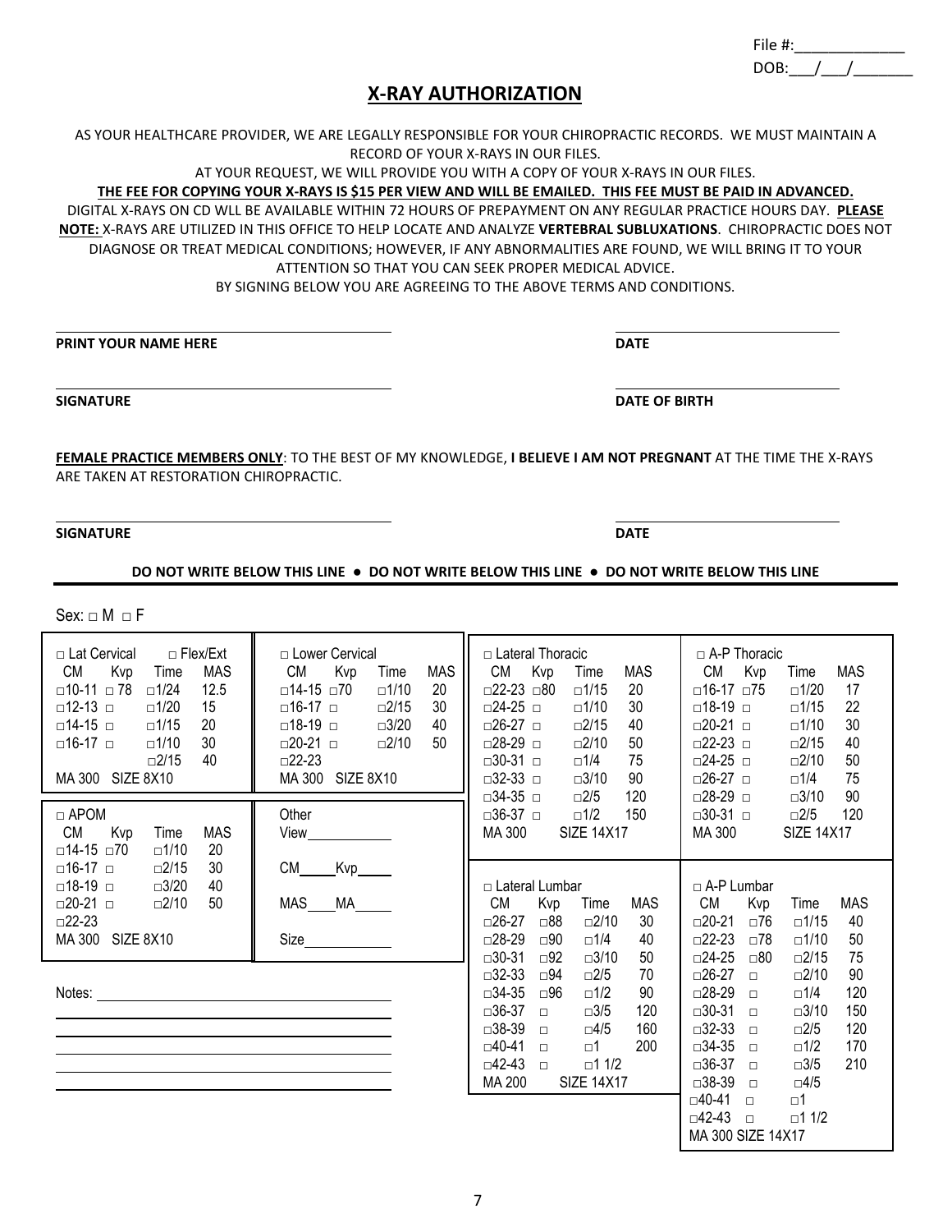File #:_____________

DOB:___/___/_______

# X-RAY AUTHORIZATION

AS YOUR HEALTHCARE PROVIDER, WE ARE LEGALLY RESPONSIBLE FOR YOUR CHIROPRACTIC RECORDS. WE MUST MAINTAIN A RECORD OF YOUR X-RAYS IN OUR FILES.

AT YOUR REQUEST, WE WILL PROVIDE YOU WITH A COPY OF YOUR X-RAYS IN OUR FILES.

**THE FEE FOR COPYING YOUR X-RAYS IS $15 PER VIEW AND WILL BE EMAILED. THIS FEE MUST BE PAID IN ADVANCED.**

DIGITAL X-RAYS ON CD WLL BE AVAILABLE WITHIN 72 HOURS OF PREPAYMENT ON ANY REGULAR PRACTICE HOURS DAY. **PLEASE NOTE:** X-RAYS ARE UTILIZED IN THIS OFFICE TO HELP LOCATE AND ANALYZE **VERTEBRAL SUBLUXATIONS**. CHIROPRACTIC DOES NOT DIAGNOSE OR TREAT MEDICAL CONDITIONS; HOWEVER, IF ANY ABNORMALITIES ARE FOUND, WE WILL BRING IT TO YOUR ATTENTION SO THAT YOU CAN SEEK PROPER MEDICAL ADVICE.

BY SIGNING BELOW YOU ARE AGREEING TO THE ABOVE TERMS AND CONDITIONS.

_______________________________ _______________________

**PRINT YOUR NAME HERE** **DATE**

_______________________________ _______________________

**SIGNATURE** **DATE OF BIRTH**

**FEMALE PRACTICE MEMBERS ONLY**: TO THE BEST OF MY KNOWLEDGE, **I BELIEVE I AM NOT PREGNANT** AT THE TIME THE X-RAYS ARE TAKEN AT RESTORATION CHIROPRACTIC.

_______________________________ _______________________

**SIGNATURE** **DATE**

**DO NOT WRITE BELOW THIS LINE ● DO NOT WRITE BELOW THIS LINE ● DO NOT WRITE BELOW THIS LINE**

Sex: □ M □ F

□ Lat Cervical □ Flex/Ext

| CM | Kvp | Time | MAS |
|---|---|---|---|
| □10-11 | □ 78 | □1/24 | 12.5 |
| □12-13 | □ | □1/20 | 15 |
| □14-15 | □ | □1/15 | 20 |
| □16-17 | □ | □1/10 | 30 |
| | | □2/15 | 40 |

MA 300 SIZE 8X10

□ Lower Cervical

| CM | Kvp | Time | MAS |
|---|---|---|---|
| □14-15 | □70 | □1/10 | 20 |
| □16-17 | □ | □2/15 | 30 |
| □18-19 | □ | □3/20 | 40 |
| □20-21 | □ | □2/10 | 50 |
| □22-23 | | | |

MA 300 SIZE 8X10

□ APOM

| CM | Kvp | Time | MAS |
|---|---|---|---|
| □14-15 | □70 | □1/10 | 20 |
| □16-17 | □ | □2/15 | 30 |
| □18-19 | □ | □3/20 | 40 |
| □20-21 | □ | □2/10 | 50 |
| □22-23 | | | |

MA 300 SIZE 8X10

Other

View___________

CM_____Kvp_____

MAS____MA_____

Size___________

Notes: ________________________________________

□ Lateral Thoracic

| CM | Kvp | Time | MAS |
|---|---|---|---|
| □22-23 | □80 | □1/15 | 20 |
| □24-25 | □ | □1/10 | 30 |
| □26-27 | □ | □2/15 | 40 |
| □28-29 | □ | □2/10 | 50 |
| □30-31 | □ | □1/4 | 75 |
| □32-33 | □ | □3/10 | 90 |
| □34-35 | □ | □2/5 | 120 |
| □36-37 | □ | □1/2 | 150 |

MA 300 SIZE 14X17

□ A-P Thoracic

| CM | Kvp | Time | MAS |
|---|---|---|---|
| □16-17 | □75 | □1/20 | 17 |
| □18-19 | □ | □1/15 | 22 |
| □20-21 | □ | □1/10 | 30 |
| □22-23 | □ | □2/15 | 40 |
| □24-25 | □ | □2/10 | 50 |
| □26-27 | □ | □1/4 | 75 |
| □28-29 | □ | □3/10 | 90 |
| □30-31 | □ | □2/5 | 120 |

MA 300 SIZE 14X17

□ Lateral Lumbar

| CM | Kvp | Time | MAS |
|---|---|---|---|
| □26-27 | □88 | □2/10 | 30 |
| □28-29 | □90 | □1/4 | 40 |
| □30-31 | □92 | □3/10 | 50 |
| □32-33 | □94 | □2/5 | 70 |
| □34-35 | □96 | □1/2 | 90 |
| □36-37 | □ | □3/5 | 120 |
| □38-39 | □ | □4/5 | 160 |
| □40-41 | □ | □1 | 200 |
| □42-43 | □ | □1 1/2 | |

MA 200 SIZE 14X17

□ A-P Lumbar

| CM | Kvp | Time | MAS |
|---|---|---|---|
| □20-21 | □76 | □1/15 | 40 |
| □22-23 | □78 | □1/10 | 50 |
| □24-25 | □80 | □2/15 | 75 |
| □26-27 | □ | □2/10 | 90 |
| □28-29 | □ | □1/4 | 120 |
| □30-31 | □ | □3/10 | 150 |
| □32-33 | □ | □2/5 | 120 |
| □34-35 | □ | □1/2 | 170 |
| □36-37 | □ | □3/5 | 210 |
| □38-39 | □ | □4/5 | |
| □40-41 | □ | □1 | |
| □42-43 | □ | □1 1/2 | |

MA 300 SIZE 14X17